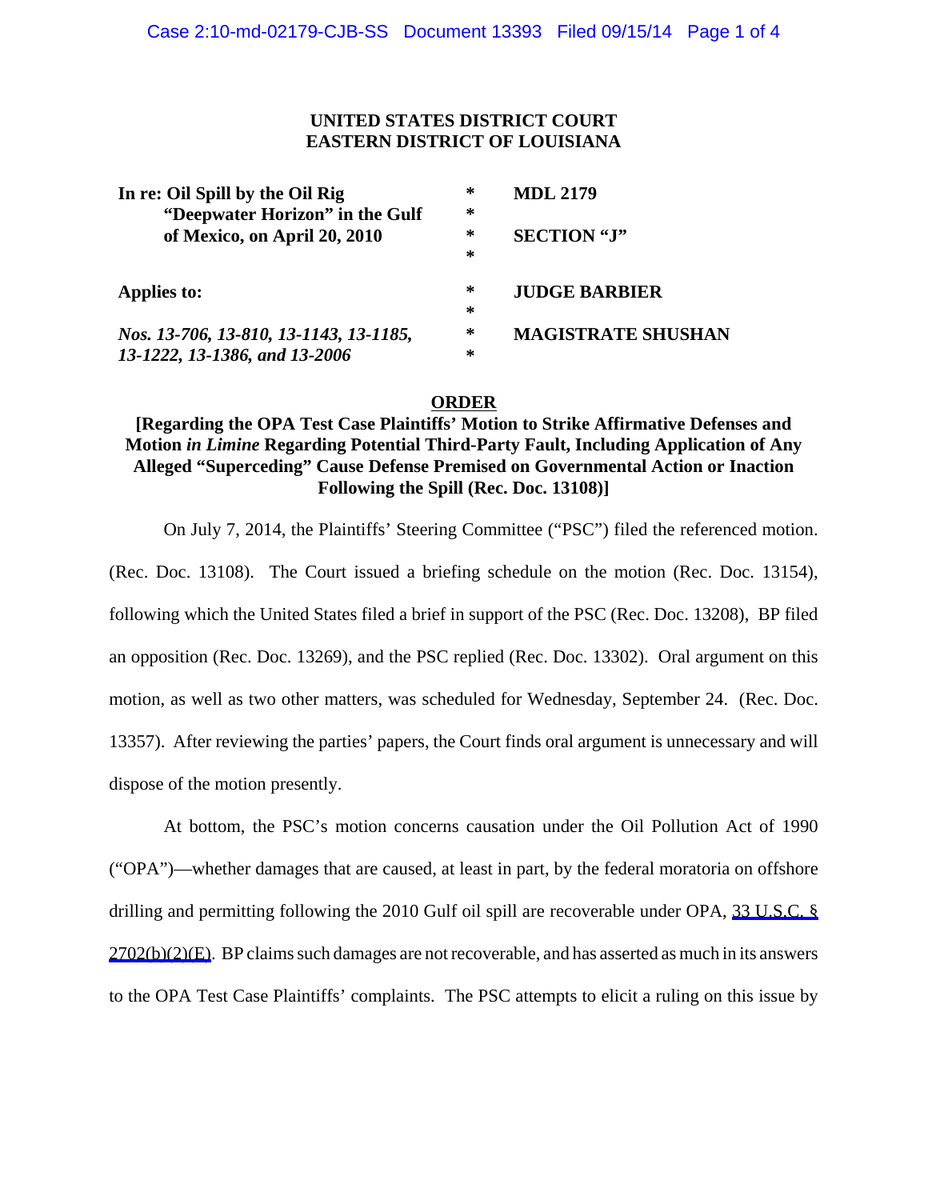**UNITED STATES DISTRICT COURT**
**EASTERN DISTRICT OF LOUISIANA**

| | | |
|---|---|---|
| **In re: Oil Spill by the Oil Rig "Deepwater Horizon" in the Gulf of Mexico, on April 20, 2010** | * | **MDL 2179** |
| | * | **SECTION "J"** |
| **Applies to:** | * | **JUDGE BARBIER** |
| ***Nos. 13-706, 13-810, 13-1143, 13-1185, 13-1222, 13-1386, and 13-2006*** | * | **MAGISTRATE SHUSHAN** |

## ORDER

**[Regarding the OPA Test Case Plaintiffs' Motion to Strike Affirmative Defenses and Motion *in Limine* Regarding Potential Third-Party Fault, Including Application of Any Alleged "Superceding" Cause Defense Premised on Governmental Action or Inaction Following the Spill (Rec. Doc. 13108)]**

On July 7, 2014, the Plaintiffs' Steering Committee ("PSC") filed the referenced motion. (Rec. Doc. 13108). The Court issued a briefing schedule on the motion (Rec. Doc. 13154), following which the United States filed a brief in support of the PSC (Rec. Doc. 13208), BP filed an opposition (Rec. Doc. 13269), and the PSC replied (Rec. Doc. 13302). Oral argument on this motion, as well as two other matters, was scheduled for Wednesday, September 24. (Rec. Doc. 13357). After reviewing the parties' papers, the Court finds oral argument is unnecessary and will dispose of the motion presently.

At bottom, the PSC's motion concerns causation under the Oil Pollution Act of 1990 ("OPA")—whether damages that are caused, at least in part, by the federal moratoria on offshore drilling and permitting following the 2010 Gulf oil spill are recoverable under OPA, 33 U.S.C. § 2702(b)(2)(E). BP claims such damages are not recoverable, and has asserted as much in its answers to the OPA Test Case Plaintiffs' complaints. The PSC attempts to elicit a ruling on this issue by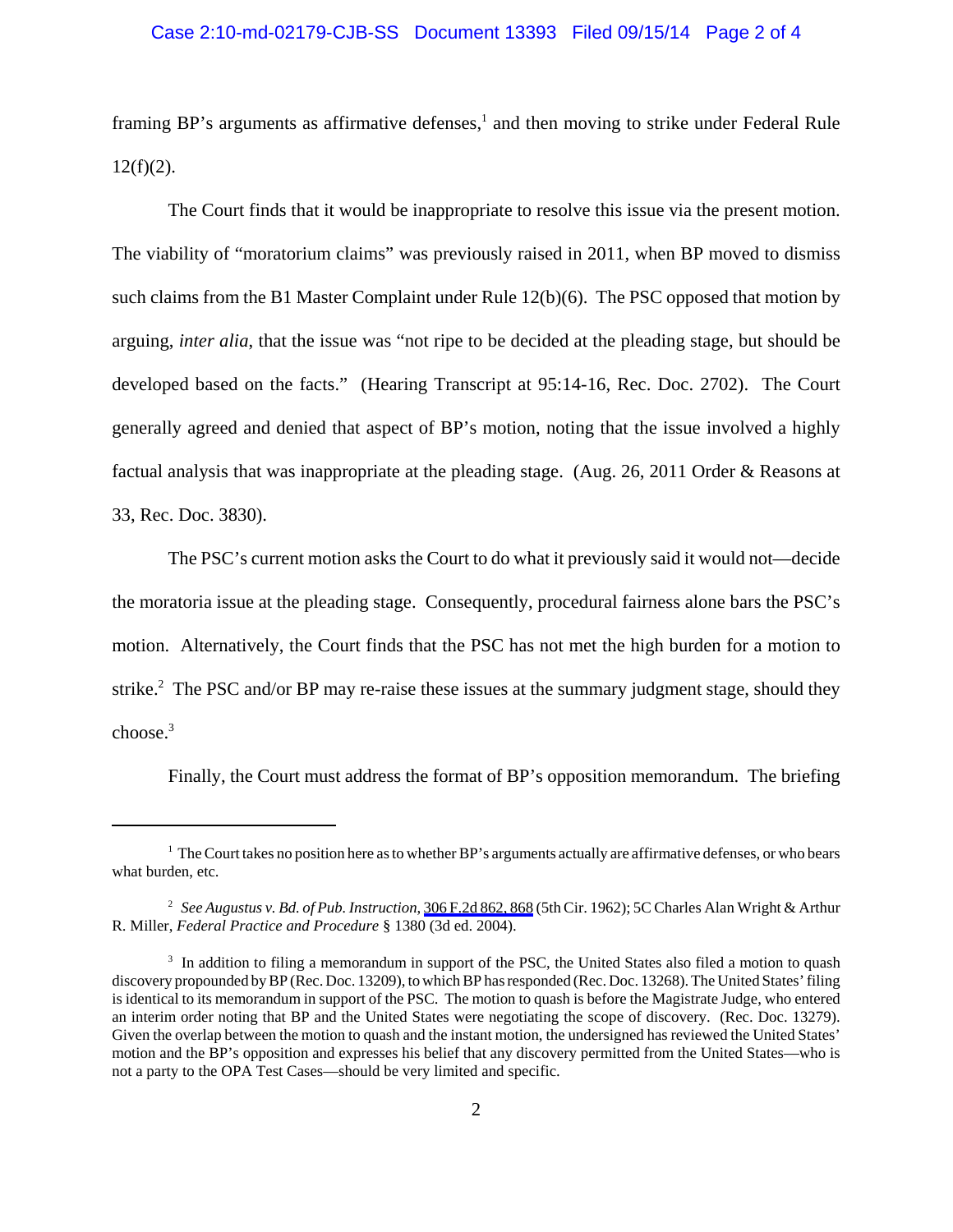framing BP's arguments as affirmative defenses,[1] and then moving to strike under Federal Rule 12(f)(2).

The Court finds that it would be inappropriate to resolve this issue via the present motion. The viability of "moratorium claims" was previously raised in 2011, when BP moved to dismiss such claims from the B1 Master Complaint under Rule 12(b)(6). The PSC opposed that motion by arguing, *inter alia*, that the issue was "not ripe to be decided at the pleading stage, but should be developed based on the facts." (Hearing Transcript at 95:14-16, Rec. Doc. 2702). The Court generally agreed and denied that aspect of BP's motion, noting that the issue involved a highly factual analysis that was inappropriate at the pleading stage. (Aug. 26, 2011 Order & Reasons at 33, Rec. Doc. 3830).

The PSC's current motion asks the Court to do what it previously said it would not—decide the moratoria issue at the pleading stage. Consequently, procedural fairness alone bars the PSC's motion. Alternatively, the Court finds that the PSC has not met the high burden for a motion to strike.[2] The PSC and/or BP may re-raise these issues at the summary judgment stage, should they choose.[3]

Finally, the Court must address the format of BP's opposition memorandum. The briefing

---

[1] The Court takes no position here as to whether BP's arguments actually are affirmative defenses, or who bears what burden, etc.

[2] *See Augustus v. Bd. of Pub. Instruction*, 306 F.2d 862, 868 (5th Cir. 1962); 5C Charles Alan Wright & Arthur R. Miller, *Federal Practice and Procedure* § 1380 (3d ed. 2004).

[3] In addition to filing a memorandum in support of the PSC, the United States also filed a motion to quash discovery propounded by BP (Rec. Doc. 13209), to which BP has responded (Rec. Doc. 13268). The United States' filing is identical to its memorandum in support of the PSC. The motion to quash is before the Magistrate Judge, who entered an interim order noting that BP and the United States were negotiating the scope of discovery. (Rec. Doc. 13279). Given the overlap between the motion to quash and the instant motion, the undersigned has reviewed the United States' motion and the BP's opposition and expresses his belief that any discovery permitted from the United States—who is not a party to the OPA Test Cases—should be very limited and specific.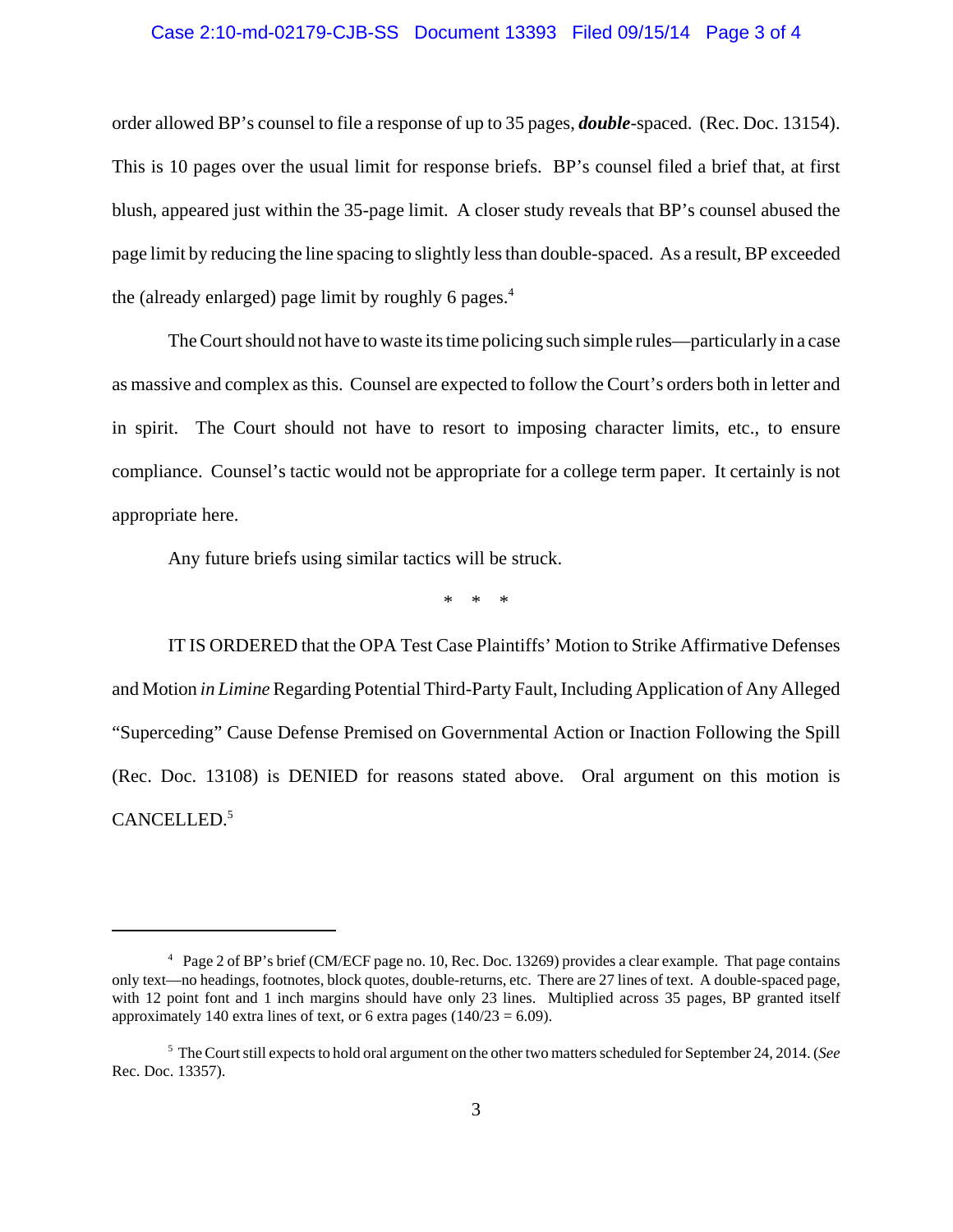order allowed BP's counsel to file a response of up to 35 pages, ***double***-spaced. (Rec. Doc. 13154). This is 10 pages over the usual limit for response briefs. BP's counsel filed a brief that, at first blush, appeared just within the 35-page limit. A closer study reveals that BP's counsel abused the page limit by reducing the line spacing to slightly less than double-spaced. As a result, BP exceeded the (already enlarged) page limit by roughly 6 pages.[4]

The Court should not have to waste its time policing such simple rules—particularly in a case as massive and complex as this. Counsel are expected to follow the Court's orders both in letter and in spirit. The Court should not have to resort to imposing character limits, etc., to ensure compliance. Counsel's tactic would not be appropriate for a college term paper. It certainly is not appropriate here.

Any future briefs using similar tactics will be struck.

\* \* \*

IT IS ORDERED that the OPA Test Case Plaintiffs' Motion to Strike Affirmative Defenses and Motion *in Limine* Regarding Potential Third-Party Fault, Including Application of Any Alleged "Superceding" Cause Defense Premised on Governmental Action or Inaction Following the Spill (Rec. Doc. 13108) is DENIED for reasons stated above. Oral argument on this motion is CANCELLED.[5]

---

[4] Page 2 of BP's brief (CM/ECF page no. 10, Rec. Doc. 13269) provides a clear example. That page contains only text—no headings, footnotes, block quotes, double-returns, etc. There are 27 lines of text. A double-spaced page, with 12 point font and 1 inch margins should have only 23 lines. Multiplied across 35 pages, BP granted itself approximately 140 extra lines of text, or 6 extra pages (140/23 = 6.09).

[5] The Court still expects to hold oral argument on the other two matters scheduled for September 24, 2014. (*See* Rec. Doc. 13357).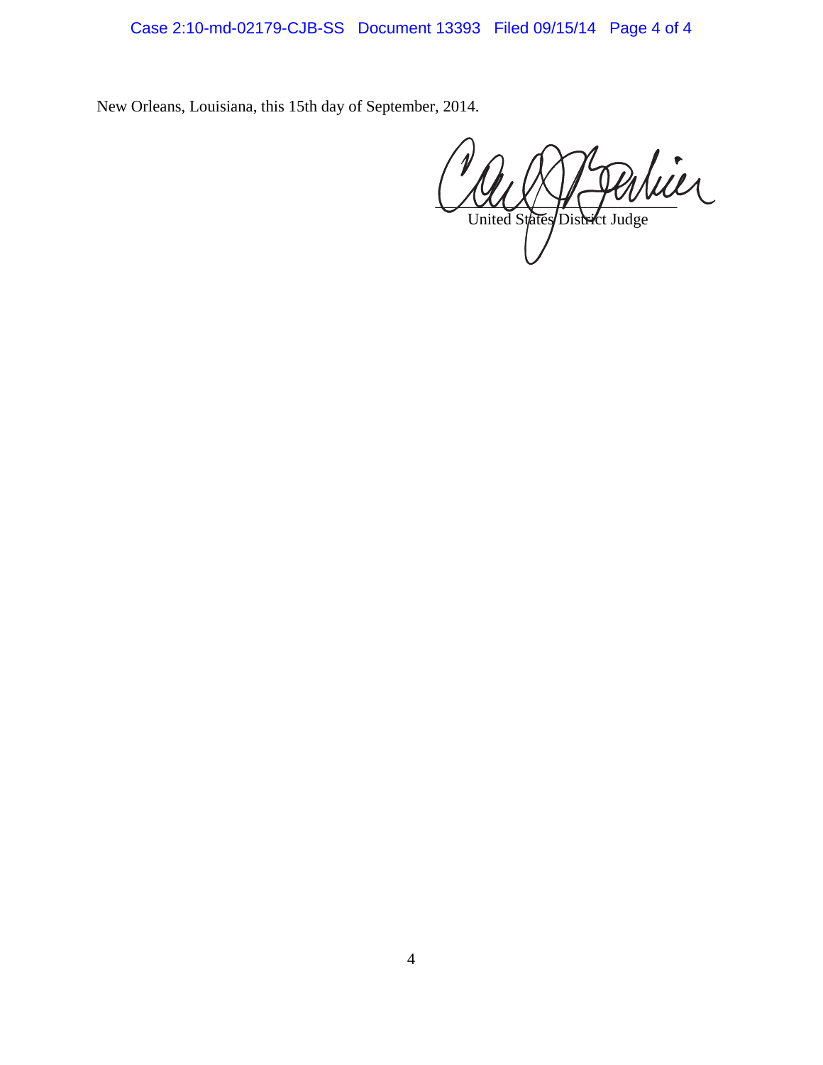New Orleans, Louisiana, this 15th day of September, 2014.

\_\_\_\_\_\_\_\_\_\_\_\_\_\_\_\_\_\_\_\_\_\_\_\_\_\_\_\_\_\_\_\_

United States District Judge